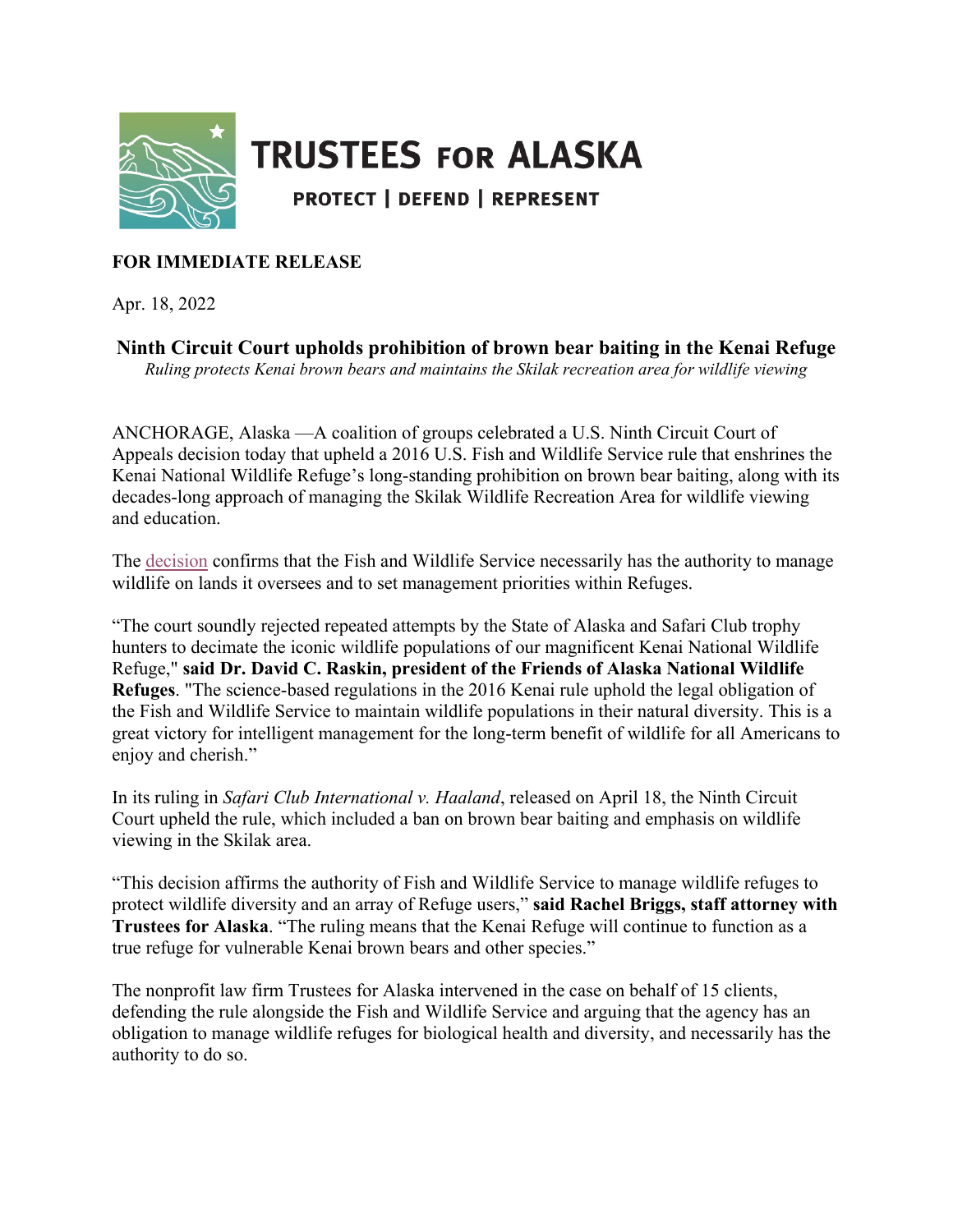# TRUSTEES FOR ALASKA

**PROTECT | DEFEND | REPRESENT**

**FOR IMMEDIATE RELEASE**

Apr. 18, 2022

## Ninth Circuit Court upholds prohibition of brown bear baiting in the Kenai Refuge

*Ruling protects Kenai brown bears and maintains the Skilak recreation area for wildlife viewing*

ANCHORAGE, Alaska —A coalition of groups celebrated a U.S. Ninth Circuit Court of Appeals decision today that upheld a 2016 U.S. Fish and Wildlife Service rule that enshrines the Kenai National Wildlife Refuge's long-standing prohibition on brown bear baiting, along with its decades-long approach of managing the Skilak Wildlife Recreation Area for wildlife viewing and education.

The decision confirms that the Fish and Wildlife Service necessarily has the authority to manage wildlife on lands it oversees and to set management priorities within Refuges.

"The court soundly rejected repeated attempts by the State of Alaska and Safari Club trophy hunters to decimate the iconic wildlife populations of our magnificent Kenai National Wildlife Refuge," **said Dr. David C. Raskin, president of the Friends of Alaska National Wildlife Refuges**. "The science-based regulations in the 2016 Kenai rule uphold the legal obligation of the Fish and Wildlife Service to maintain wildlife populations in their natural diversity. This is a great victory for intelligent management for the long-term benefit of wildlife for all Americans to enjoy and cherish."

In its ruling in *Safari Club International v. Haaland*, released on April 18, the Ninth Circuit Court upheld the rule, which included a ban on brown bear baiting and emphasis on wildlife viewing in the Skilak area.

"This decision affirms the authority of Fish and Wildlife Service to manage wildlife refuges to protect wildlife diversity and an array of Refuge users," **said Rachel Briggs, staff attorney with Trustees for Alaska**. "The ruling means that the Kenai Refuge will continue to function as a true refuge for vulnerable Kenai brown bears and other species."

The nonprofit law firm Trustees for Alaska intervened in the case on behalf of 15 clients, defending the rule alongside the Fish and Wildlife Service and arguing that the agency has an obligation to manage wildlife refuges for biological health and diversity, and necessarily has the authority to do so.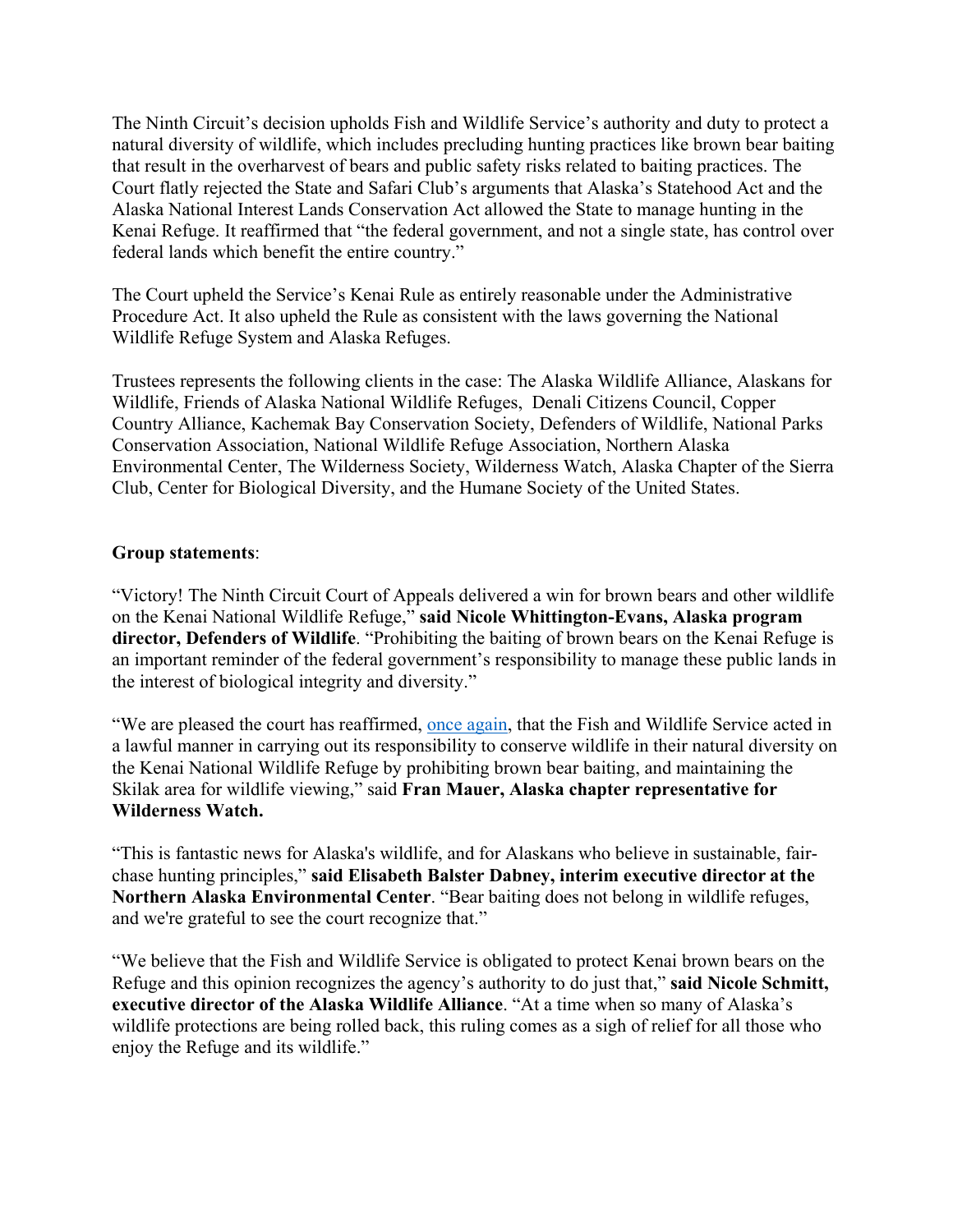The Ninth Circuit's decision upholds Fish and Wildlife Service's authority and duty to protect a natural diversity of wildlife, which includes precluding hunting practices like brown bear baiting that result in the overharvest of bears and public safety risks related to baiting practices. The Court flatly rejected the State and Safari Club's arguments that Alaska's Statehood Act and the Alaska National Interest Lands Conservation Act allowed the State to manage hunting in the Kenai Refuge. It reaffirmed that "the federal government, and not a single state, has control over federal lands which benefit the entire country."

The Court upheld the Service's Kenai Rule as entirely reasonable under the Administrative Procedure Act. It also upheld the Rule as consistent with the laws governing the National Wildlife Refuge System and Alaska Refuges.

Trustees represents the following clients in the case: The Alaska Wildlife Alliance, Alaskans for Wildlife, Friends of Alaska National Wildlife Refuges, Denali Citizens Council, Copper Country Alliance, Kachemak Bay Conservation Society, Defenders of Wildlife, National Parks Conservation Association, National Wildlife Refuge Association, Northern Alaska Environmental Center, The Wilderness Society, Wilderness Watch, Alaska Chapter of the Sierra Club, Center for Biological Diversity, and the Humane Society of the United States.

**Group statements**:

"Victory! The Ninth Circuit Court of Appeals delivered a win for brown bears and other wildlife on the Kenai National Wildlife Refuge," **said Nicole Whittington-Evans, Alaska program director, Defenders of Wildlife**. "Prohibiting the baiting of brown bears on the Kenai Refuge is an important reminder of the federal government's responsibility to manage these public lands in the interest of biological integrity and diversity."

"We are pleased the court has reaffirmed, once again, that the Fish and Wildlife Service acted in a lawful manner in carrying out its responsibility to conserve wildlife in their natural diversity on the Kenai National Wildlife Refuge by prohibiting brown bear baiting, and maintaining the Skilak area for wildlife viewing," said **Fran Mauer, Alaska chapter representative for Wilderness Watch.**

"This is fantastic news for Alaska's wildlife, and for Alaskans who believe in sustainable, fair-chase hunting principles," **said Elisabeth Balster Dabney, interim executive director at the Northern Alaska Environmental Center**. "Bear baiting does not belong in wildlife refuges, and we're grateful to see the court recognize that."

"We believe that the Fish and Wildlife Service is obligated to protect Kenai brown bears on the Refuge and this opinion recognizes the agency's authority to do just that," **said Nicole Schmitt, executive director of the Alaska Wildlife Alliance**. "At a time when so many of Alaska's wildlife protections are being rolled back, this ruling comes as a sigh of relief for all those who enjoy the Refuge and its wildlife."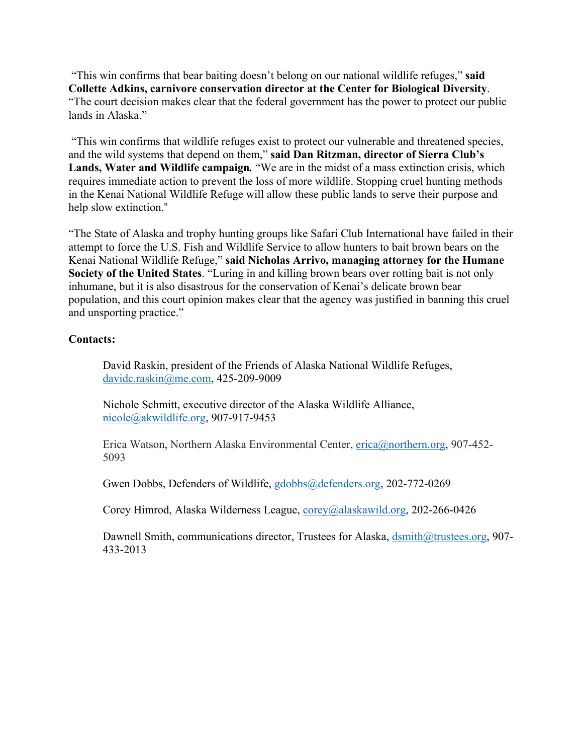"This win confirms that bear baiting doesn't belong on our national wildlife refuges," **said Collette Adkins, carnivore conservation director at the Center for Biological Diversity**. "The court decision makes clear that the federal government has the power to protect our public lands in Alaska."

"This win confirms that wildlife refuges exist to protect our vulnerable and threatened species, and the wild systems that depend on them," **said Dan Ritzman, director of Sierra Club's Lands, Water and Wildlife campaign.** "We are in the midst of a mass extinction crisis, which requires immediate action to prevent the loss of more wildlife. Stopping cruel hunting methods in the Kenai National Wildlife Refuge will allow these public lands to serve their purpose and help slow extinction."

"The State of Alaska and trophy hunting groups like Safari Club International have failed in their attempt to force the U.S. Fish and Wildlife Service to allow hunters to bait brown bears on the Kenai National Wildlife Refuge," **said Nicholas Arrivo, managing attorney for the Humane Society of the United States**. "Luring in and killing brown bears over rotting bait is not only inhumane, but it is also disastrous for the conservation of Kenai's delicate brown bear population, and this court opinion makes clear that the agency was justified in banning this cruel and unsporting practice."

**Contacts:**

David Raskin, president of the Friends of Alaska National Wildlife Refuges, davidc.raskin@me.com, 425-209-9009

Nichole Schmitt, executive director of the Alaska Wildlife Alliance, nicole@akwildlife.org, 907-917-9453

Erica Watson, Northern Alaska Environmental Center, erica@northern.org, 907-452-5093

Gwen Dobbs, Defenders of Wildlife, gdobbs@defenders.org, 202-772-0269

Corey Himrod, Alaska Wilderness League, corey@alaskawild.org, 202-266-0426

Dawnell Smith, communications director, Trustees for Alaska, dsmith@trustees.org, 907-433-2013